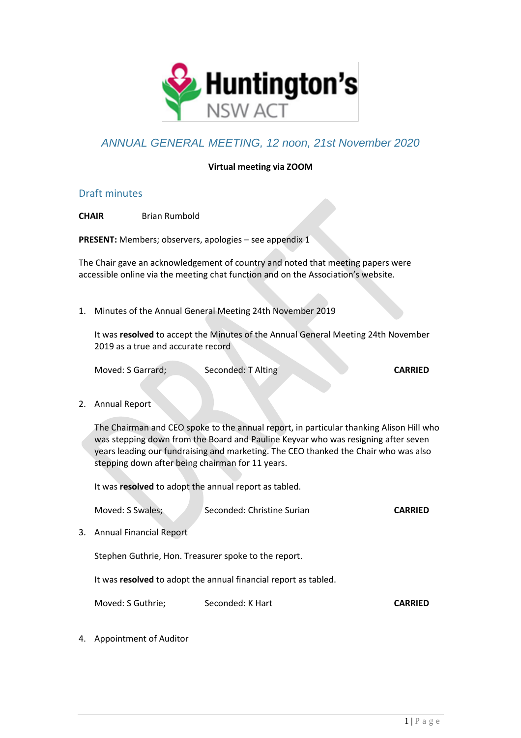# Huntington's NSW ACT

## *ANNUAL GENERAL MEETING, 12 noon, 21st November 2020*

**Virtual meeting via ZOOM**

### Draft minutes

**CHAIR** Brian Rumbold

**PRESENT:** Members; observers, apologies – see appendix 1

The Chair gave an acknowledgement of country and noted that meeting papers were accessible online via the meeting chat function and on the Association's website.

1. Minutes of the Annual General Meeting 24th November 2019

   It was **resolved** to accept the Minutes of the Annual General Meeting 24th November 2019 as a true and accurate record

   Moved: S Garrard; Seconded: T Alting **CARRIED**

2. Annual Report

   The Chairman and CEO spoke to the annual report, in particular thanking Alison Hill who was stepping down from the Board and Pauline Keyvar who was resigning after seven years leading our fundraising and marketing. The CEO thanked the Chair who was also stepping down after being chairman for 11 years.

   It was **resolved** to adopt the annual report as tabled.

   Moved: S Swales; Seconded: Christine Surian **CARRIED**

3. Annual Financial Report

   Stephen Guthrie, Hon. Treasurer spoke to the report.

   It was **resolved** to adopt the annual financial report as tabled.

   Moved: S Guthrie; Seconded: K Hart **CARRIED**

4. Appointment of Auditor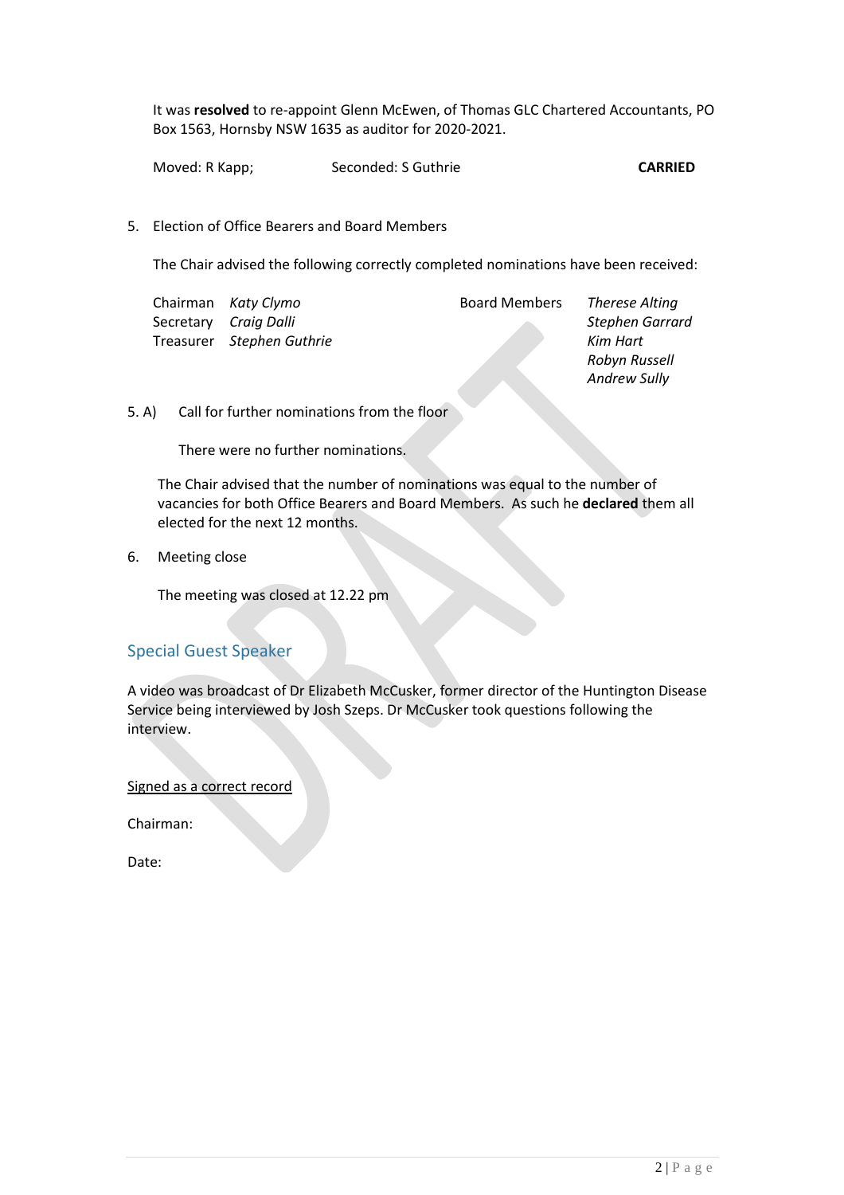It was **resolved** to re-appoint Glenn McEwen, of Thomas GLC Chartered Accountants, PO Box 1563, Hornsby NSW 1635 as auditor for 2020-2021.

Moved: R Kapp; Seconded: S Guthrie **CARRIED**

5. Election of Office Bearers and Board Members

The Chair advised the following correctly completed nominations have been received:

| | | | |
|---|---|---|---|
| Chairman | *Katy Clymo* | Board Members | *Therese Alting* |
| Secretary | *Craig Dalli* | | *Stephen Garrard* |
| Treasurer | *Stephen Guthrie* | | *Kim Hart* |
| | | | *Robyn Russell* |
| | | | *Andrew Sully* |

5. A) Call for further nominations from the floor

There were no further nominations.

The Chair advised that the number of nominations was equal to the number of vacancies for both Office Bearers and Board Members. As such he **declared** them all elected for the next 12 months.

6. Meeting close

The meeting was closed at 12.22 pm

## Special Guest Speaker

A video was broadcast of Dr Elizabeth McCusker, former director of the Huntington Disease Service being interviewed by Josh Szeps. Dr McCusker took questions following the interview.

Signed as a correct record

Chairman:

Date: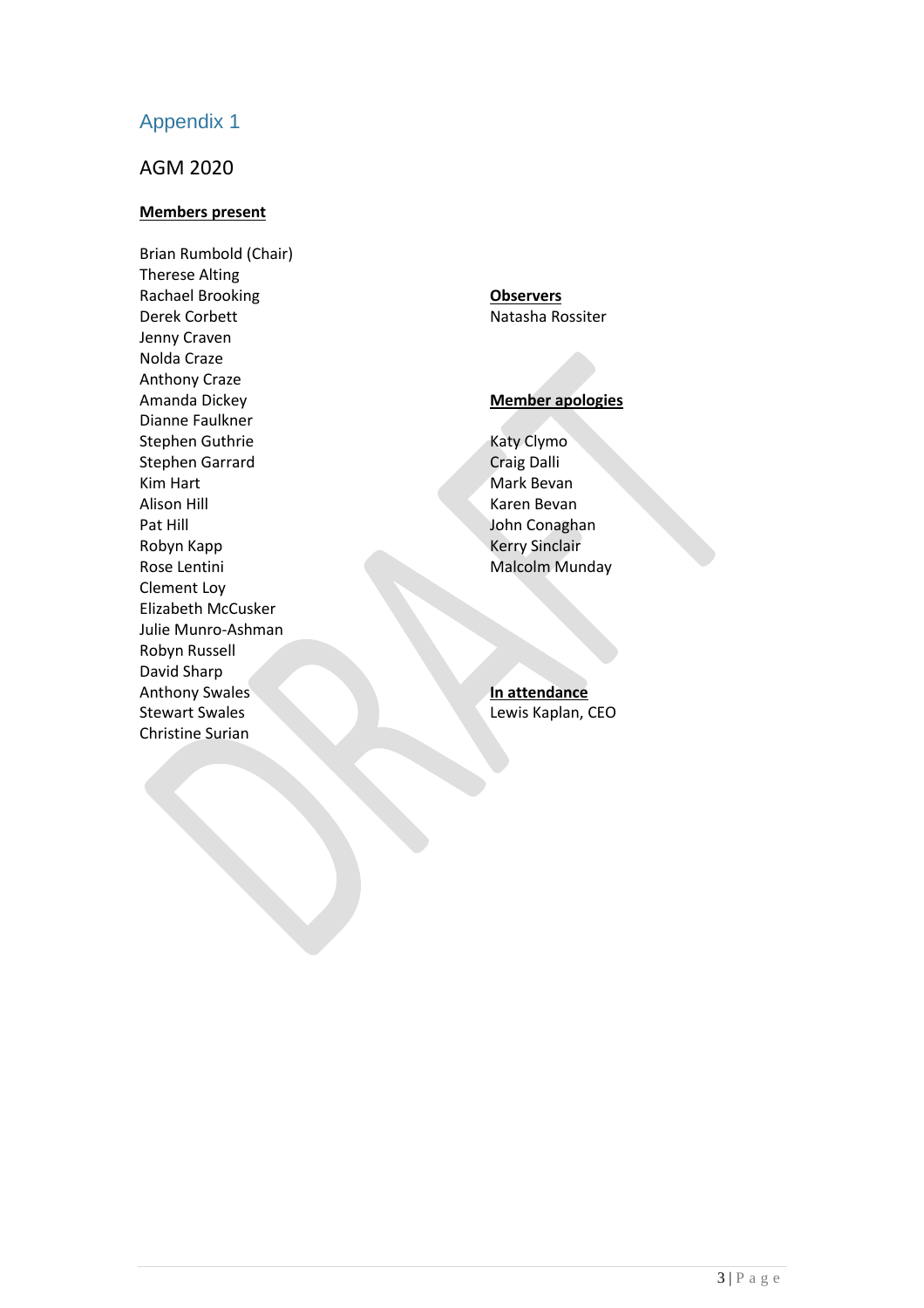## Appendix 1

### AGM 2020

**Members present**

Brian Rumbold (Chair)
Therese Alting
Rachael Brooking
Derek Corbett
Jenny Craven
Nolda Craze
Anthony Craze
Amanda Dickey
Dianne Faulkner
Stephen Guthrie
Stephen Garrard
Kim Hart
Alison Hill
Pat Hill
Robyn Kapp
Rose Lentini
Clement Loy
Elizabeth McCusker
Julie Munro-Ashman
Robyn Russell
David Sharp
Anthony Swales
Stewart Swales
Christine Surian

**Observers**

Natasha Rossiter

**Member apologies**

Katy Clymo
Craig Dalli
Mark Bevan
Karen Bevan
John Conaghan
Kerry Sinclair
Malcolm Munday

**In attendance**

Lewis Kaplan, CEO